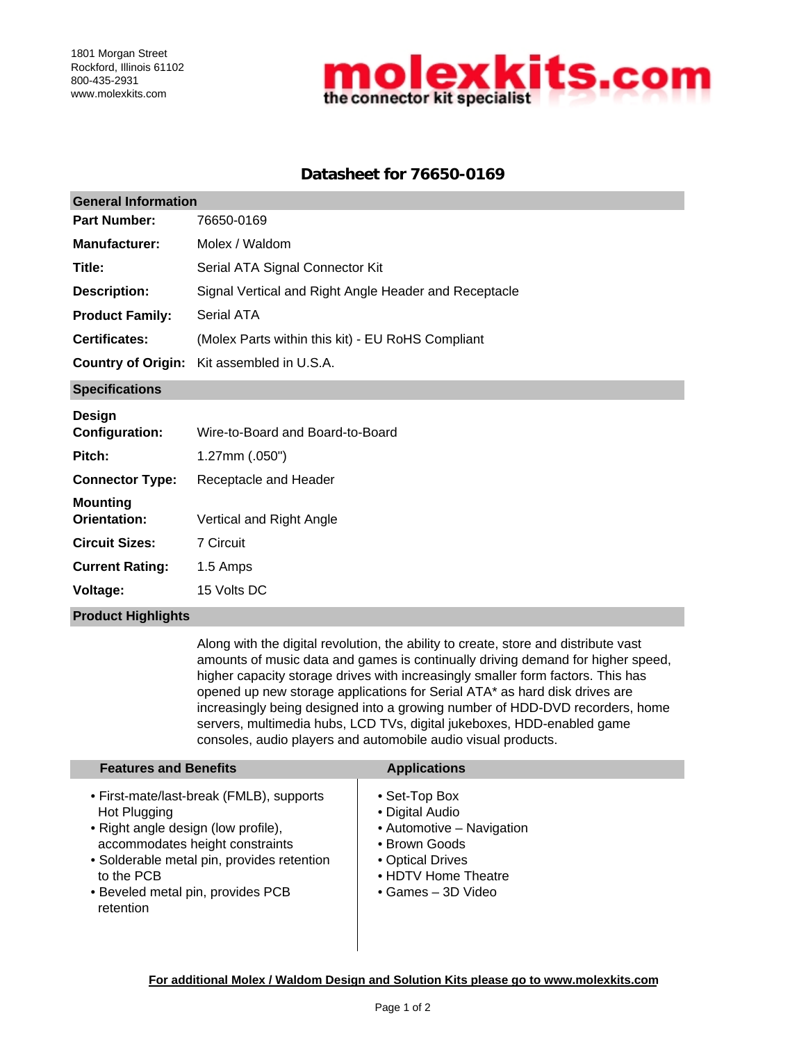1801 Morgan Street
Rockford, Illinois 61102
800-435-2931
www.molexkits.com

**molexkits.com**
the connector kit specialist

# Datasheet for 76650-0169

## General Information

| | |
|---|---|
| **Part Number:** | 76650-0169 |
| **Manufacturer:** | Molex / Waldom |
| **Title:** | Serial ATA Signal Connector Kit |
| **Description:** | Signal Vertical and Right Angle Header and Receptacle |
| **Product Family:** | Serial ATA |
| **Certificates:** | (Molex Parts within this kit) - EU RoHS Compliant |
| **Country of Origin:** | Kit assembled in U.S.A. |

## Specifications

| | |
|---|---|
| **Design Configuration:** | Wire-to-Board and Board-to-Board |
| **Pitch:** | 1.27mm (.050") |
| **Connector Type:** | Receptacle and Header |
| **Mounting Orientation:** | Vertical and Right Angle |
| **Circuit Sizes:** | 7 Circuit |
| **Current Rating:** | 1.5 Amps |
| **Voltage:** | 15 Volts DC |

## Product Highlights

Along with the digital revolution, the ability to create, store and distribute vast amounts of music data and games is continually driving demand for higher speed, higher capacity storage drives with increasingly smaller form factors. This has opened up new storage applications for Serial ATA* as hard disk drives are increasingly being designed into a growing number of HDD-DVD recorders, home servers, multimedia hubs, LCD TVs, digital jukeboxes, HDD-enabled game consoles, audio players and automobile audio visual products.

### Features and Benefits

- First-mate/last-break (FMLB), supports Hot Plugging
- Right angle design (low profile), accommodates height constraints
- Solderable metal pin, provides retention to the PCB
- Beveled metal pin, provides PCB retention

### Applications

- Set-Top Box
- Digital Audio
- Automotive – Navigation
- Brown Goods
- Optical Drives
- HDTV Home Theatre
- Games – 3D Video

**For additional Molex / Waldom Design and Solution Kits please go to www.molexkits.com**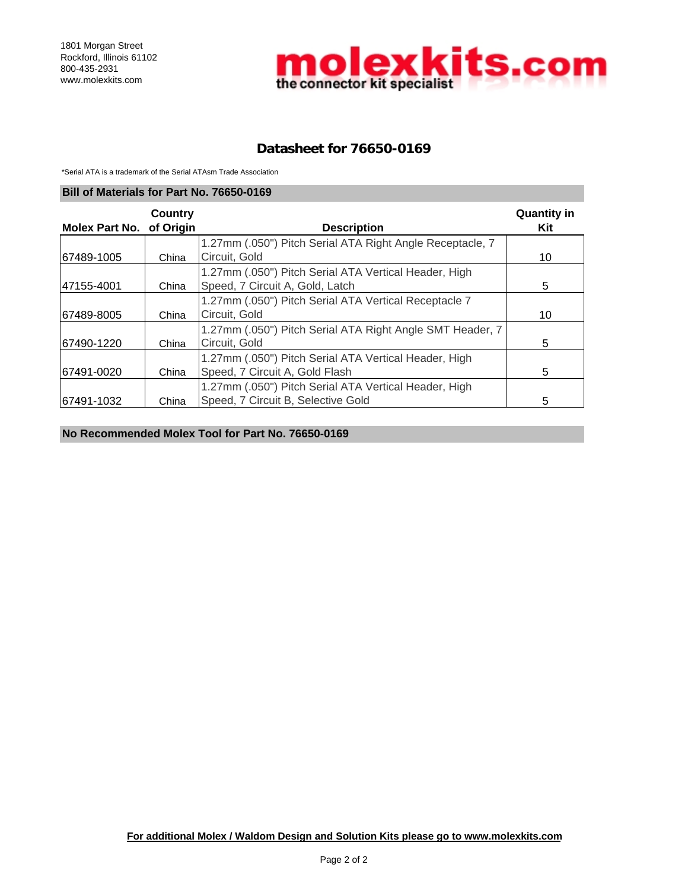1801 Morgan Street
Rockford, Illinois 61102
800-435-2931
www.molexkits.com

**molexkits.com**
**the connector kit specialist**

# Datasheet for 76650-0169

*Serial ATA is a trademark of the Serial ATAsm Trade Association

## Bill of Materials for Part No. 76650-0169

| Molex Part No. | Country of Origin | Description | Quantity in Kit |
| --- | --- | --- | --- |
| 67489-1005 | China | 1.27mm (.050") Pitch Serial ATA Right Angle Receptacle, 7 Circuit, Gold | 10 |
| 47155-4001 | China | 1.27mm (.050") Pitch Serial ATA Vertical Header, High Speed, 7 Circuit A, Gold, Latch | 5 |
| 67489-8005 | China | 1.27mm (.050") Pitch Serial ATA Vertical Receptacle 7 Circuit, Gold | 10 |
| 67490-1220 | China | 1.27mm (.050") Pitch Serial ATA Right Angle SMT Header, 7 Circuit, Gold | 5 |
| 67491-0020 | China | 1.27mm (.050") Pitch Serial ATA Vertical Header, High Speed, 7 Circuit A, Gold Flash | 5 |
| 67491-1032 | China | 1.27mm (.050") Pitch Serial ATA Vertical Header, High Speed, 7 Circuit B, Selective Gold | 5 |

## No Recommended Molex Tool for Part No. 76650-0169

**For additional Molex / Waldom Design and Solution Kits please go to www.molexkits.com**